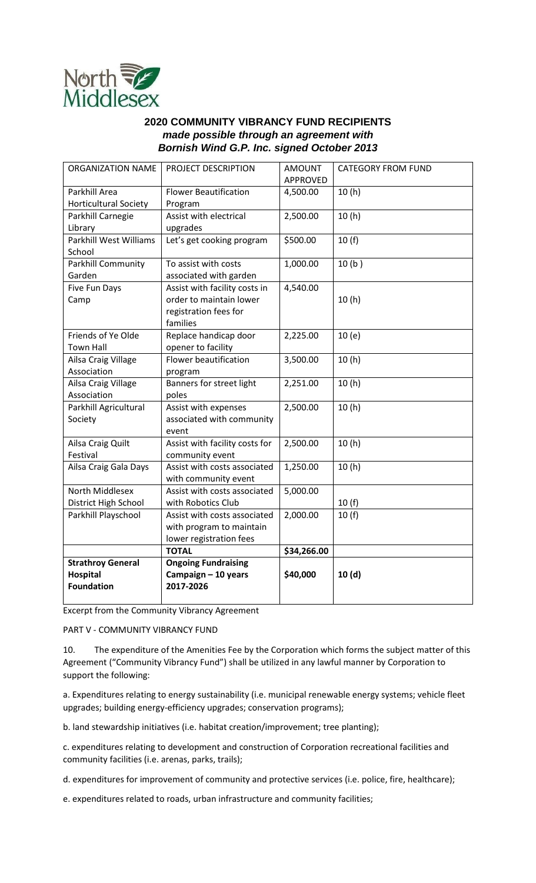North Middlesex

## 2020 COMMUNITY VIBRANCY FUND RECIPIENTS

***made possible through an agreement with Bornish Wind G.P. Inc. signed October 2013***

| ORGANIZATION NAME | PROJECT DESCRIPTION | AMOUNT APPROVED | CATEGORY FROM FUND |
|---|---|---|---|
| Parkhill Area Horticultural Society | Flower Beautification Program | 4,500.00 | 10 (h) |
| Parkhill Carnegie Library | Assist with electrical upgrades | 2,500.00 | 10 (h) |
| Parkhill West Williams School | Let's get cooking program | \$500.00 | 10 (f) |
| Parkhill Community Garden | To assist with costs associated with garden | 1,000.00 | 10 (b ) |
| Five Fun Days Camp | Assist with facility costs in order to maintain lower registration fees for families | 4,540.00 | 10 (h) |
| Friends of Ye Olde Town Hall | Replace handicap door opener to facility | 2,225.00 | 10 (e) |
| Ailsa Craig Village Association | Flower beautification program | 3,500.00 | 10 (h) |
| Ailsa Craig Village Association | Banners for street light poles | 2,251.00 | 10 (h) |
| Parkhill Agricultural Society | Assist with expenses associated with community event | 2,500.00 | 10 (h) |
| Ailsa Craig Quilt Festival | Assist with facility costs for community event | 2,500.00 | 10 (h) |
| Ailsa Craig Gala Days | Assist with costs associated with community event | 1,250.00 | 10 (h) |
| North Middlesex District High School | Assist with costs associated with Robotics Club | 5,000.00 | 10 (f) |
| Parkhill Playschool | Assist with costs associated with program to maintain lower registration fees | 2,000.00 | 10 (f) |
| | TOTAL | \$34,266.00 | |
| **Strathroy General Hospital Foundation** | **Ongoing Fundraising Campaign – 10 years 2017-2026** | **\$40,000** | **10 (d)** |

Excerpt from the Community Vibrancy Agreement

PART V - COMMUNITY VIBRANCY FUND

10. The expenditure of the Amenities Fee by the Corporation which forms the subject matter of this Agreement ("Community Vibrancy Fund") shall be utilized in any lawful manner by Corporation to support the following:

a. Expenditures relating to energy sustainability (i.e. municipal renewable energy systems; vehicle fleet upgrades; building energy-efficiency upgrades; conservation programs);

b. land stewardship initiatives (i.e. habitat creation/improvement; tree planting);

c. expenditures relating to development and construction of Corporation recreational facilities and community facilities (i.e. arenas, parks, trails);

d. expenditures for improvement of community and protective services (i.e. police, fire, healthcare);

e. expenditures related to roads, urban infrastructure and community facilities;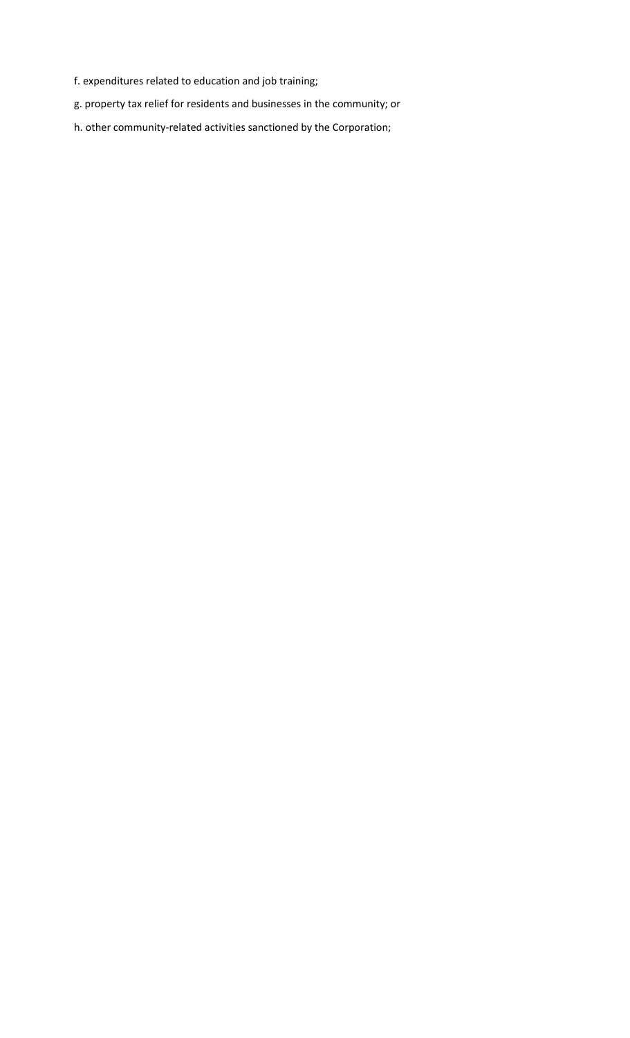f. expenditures related to education and job training;

g. property tax relief for residents and businesses in the community; or

h. other community-related activities sanctioned by the Corporation;